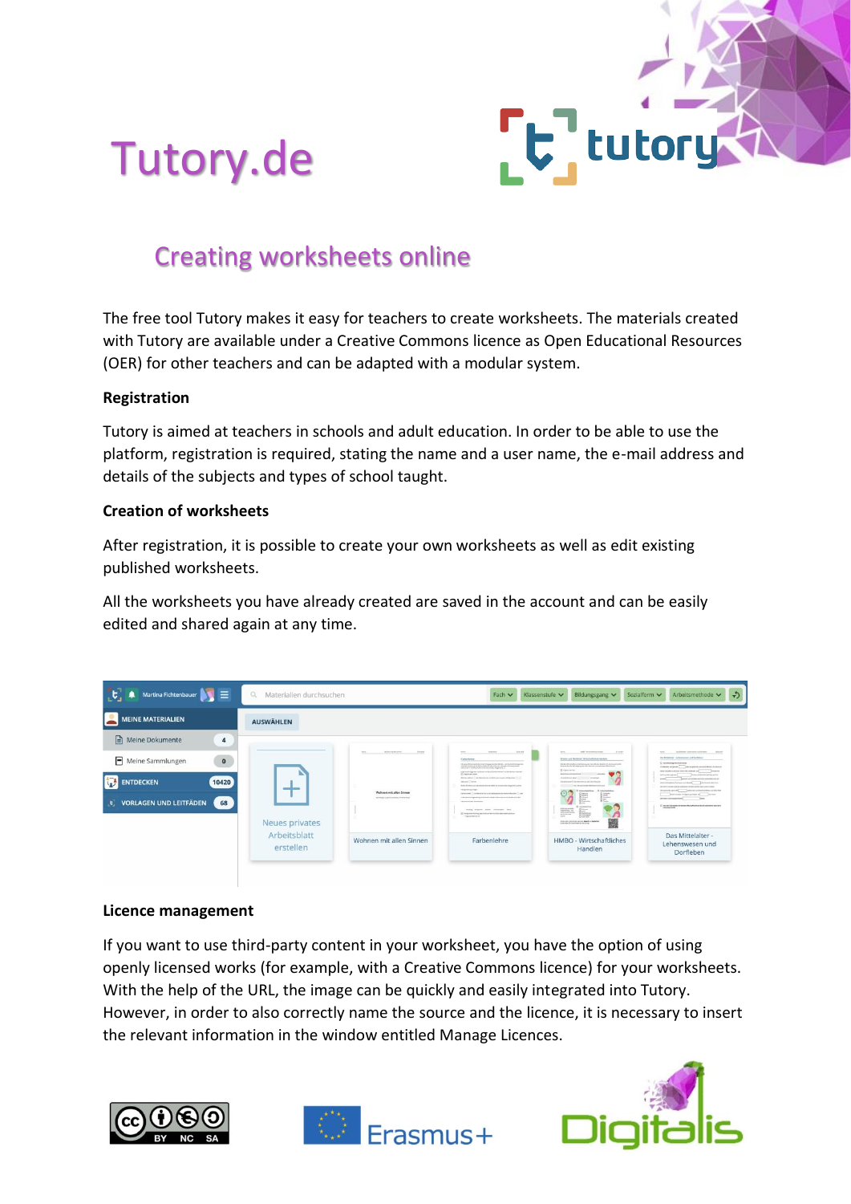# Tutory.de

## Creating worksheets online

The free tool Tutory makes it easy for teachers to create worksheets. The materials created with Tutory are available under a Creative Commons licence as Open Educational Resources (OER) for other teachers and can be adapted with a modular system.

**Registration**

Tutory is aimed at teachers in schools and adult education. In order to be able to use the platform, registration is required, stating the name and a user name, the e-mail address and details of the subjects and types of school taught.

**Creation of worksheets**

After registration, it is possible to create your own worksheets as well as edit existing published worksheets.

All the worksheets you have already created are saved in the account and can be easily edited and shared again at any time.

**Licence management**

If you want to use third-party content in your worksheet, you have the option of using openly licensed works (for example, with a Creative Commons licence) for your worksheets. With the help of the URL, the image can be quickly and easily integrated into Tutory. However, in order to also correctly name the source and the licence, it is necessary to insert the relevant information in the window entitled Manage Licences.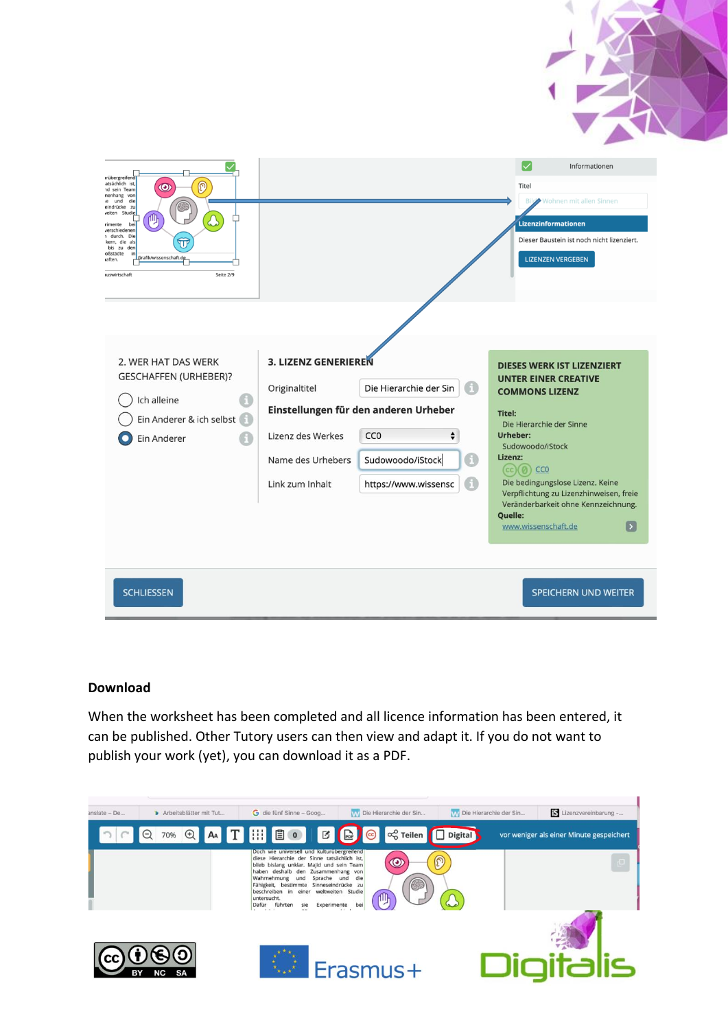## Download

When the worksheet has been completed and all licence information has been entered, it can be published. Other Tutory users can then view and adapt it. If you do not want to publish your work (yet), you can download it as a PDF.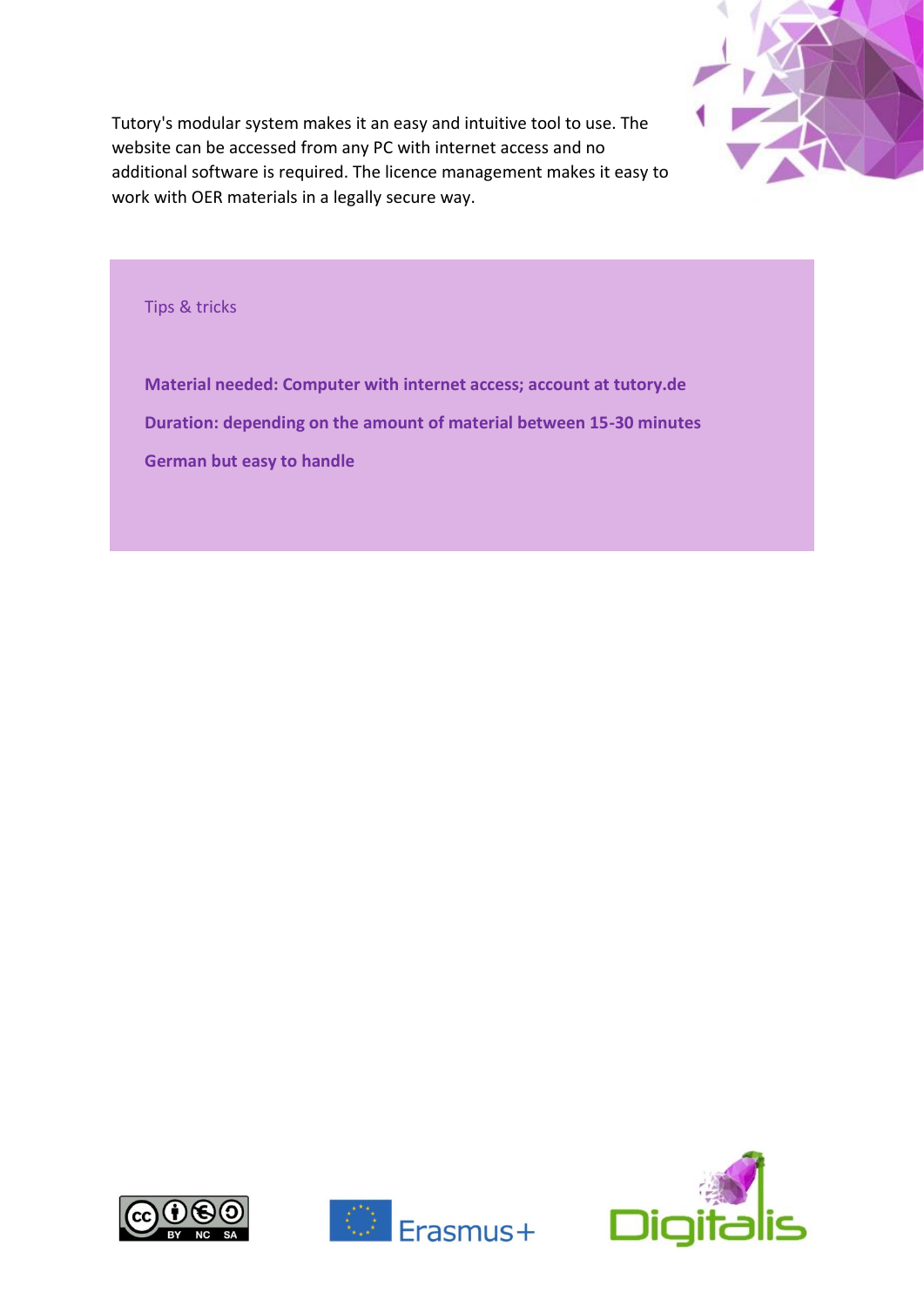Tutory's modular system makes it an easy and intuitive tool to use. The website can be accessed from any PC with internet access and no additional software is required. The licence management makes it easy to work with OER materials in a legally secure way.

Tips & tricks

**Material needed: Computer with internet access; account at tutory.de**

**Duration: depending on the amount of material between 15-30 minutes**

**German but easy to handle**